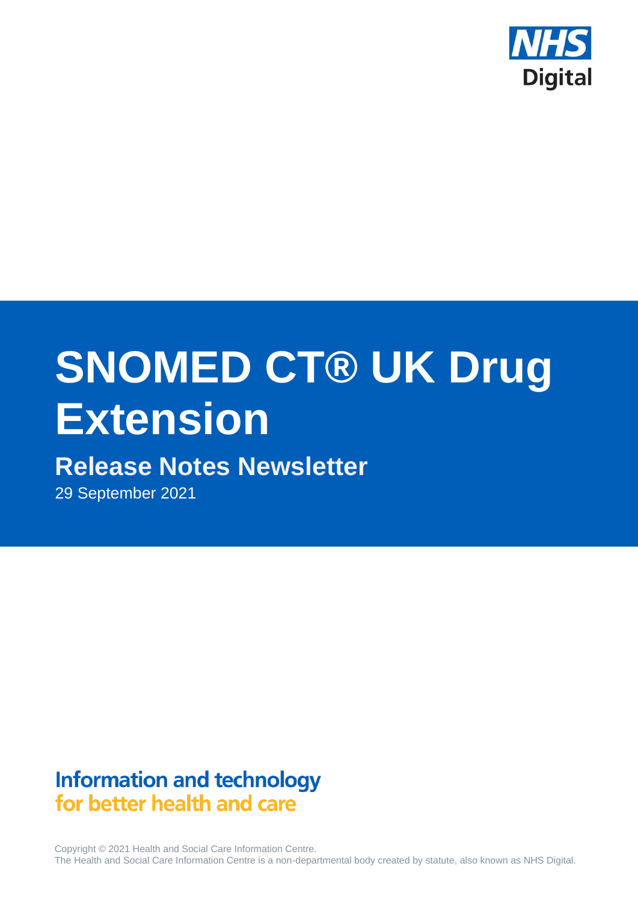NHS Digital

# SNOMED CT® UK Drug Extension

## Release Notes Newsletter

29 September 2021

**Information and technology for better health and care**

Copyright © 2021 Health and Social Care Information Centre.
The Health and Social Care Information Centre is a non-departmental body created by statute, also known as NHS Digital.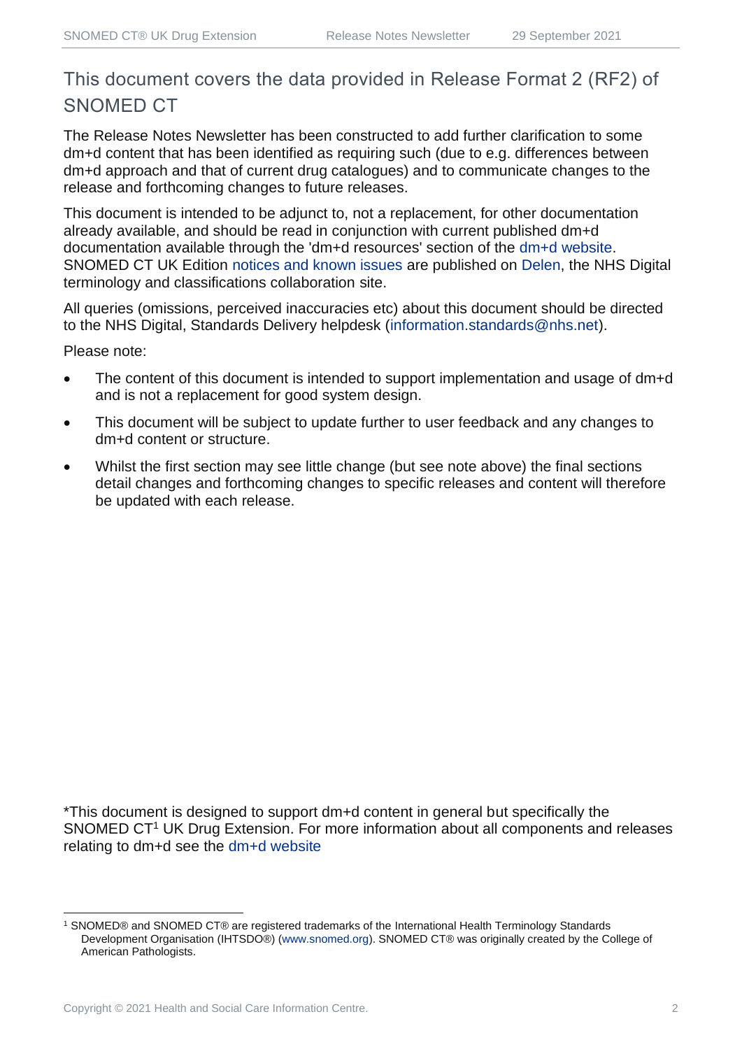# This document covers the data provided in Release Format 2 (RF2) of SNOMED CT

The Release Notes Newsletter has been constructed to add further clarification to some dm+d content that has been identified as requiring such (due to e.g. differences between dm+d approach and that of current drug catalogues) and to communicate changes to the release and forthcoming changes to future releases.

This document is intended to be adjunct to, not a replacement, for other documentation already available, and should be read in conjunction with current published dm+d documentation available through the 'dm+d resources' section of the dm+d website. SNOMED CT UK Edition notices and known issues are published on Delen, the NHS Digital terminology and classifications collaboration site.

All queries (omissions, perceived inaccuracies etc) about this document should be directed to the NHS Digital, Standards Delivery helpdesk (information.standards@nhs.net).

Please note:

- The content of this document is intended to support implementation and usage of dm+d and is not a replacement for good system design.
- This document will be subject to update further to user feedback and any changes to dm+d content or structure.
- Whilst the first section may see little change (but see note above) the final sections detail changes and forthcoming changes to specific releases and content will therefore be updated with each release.

*This document is designed to support dm+d content in general but specifically the SNOMED CT[1] UK Drug Extension. For more information about all components and releases relating to dm+d see the dm+d website

[1] SNOMED® and SNOMED CT® are registered trademarks of the International Health Terminology Standards Development Organisation (IHTSDO®) (www.snomed.org). SNOMED CT® was originally created by the College of American Pathologists.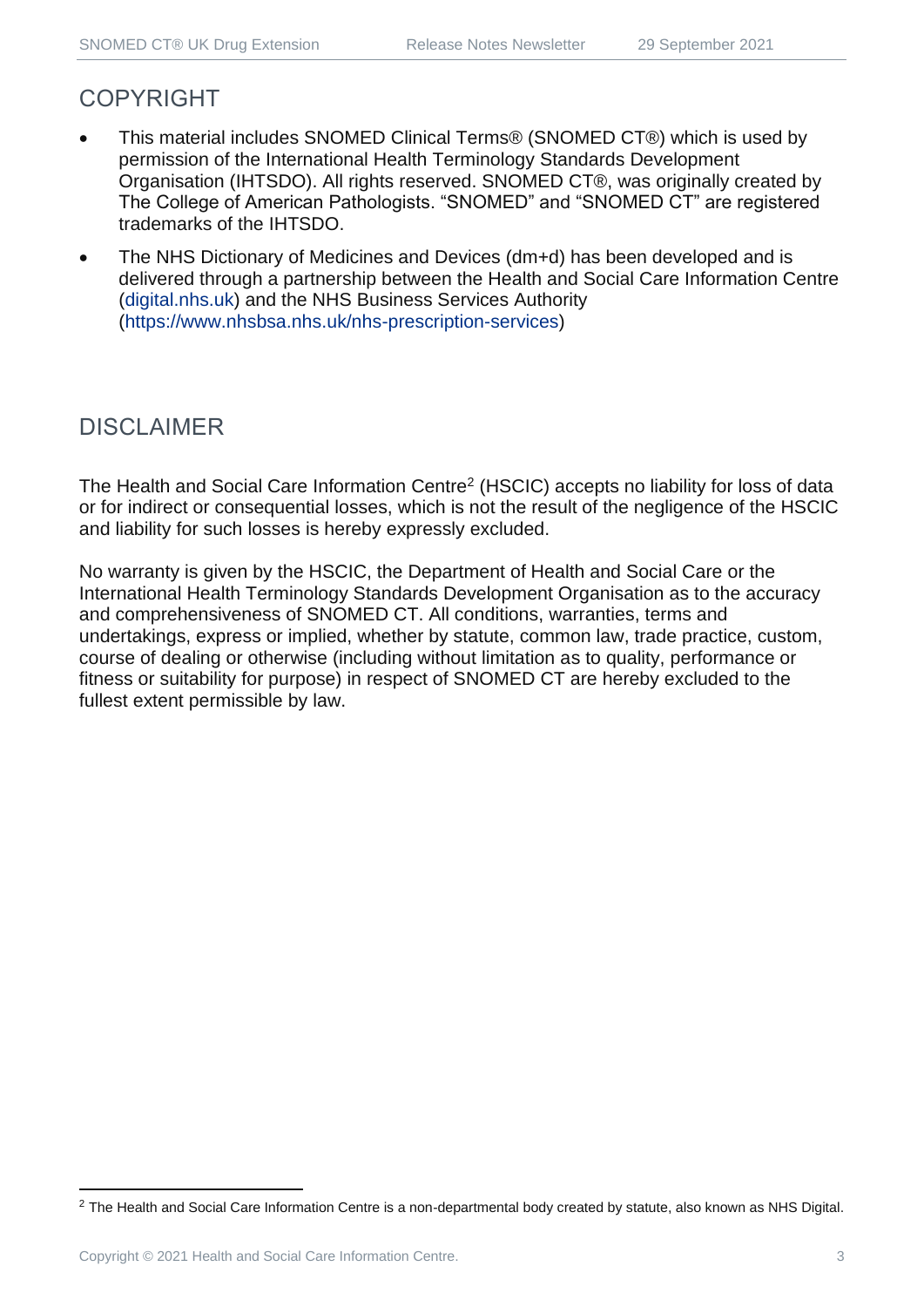## COPYRIGHT

- This material includes SNOMED Clinical Terms® (SNOMED CT®) which is used by permission of the International Health Terminology Standards Development Organisation (IHTSDO). All rights reserved. SNOMED CT®, was originally created by The College of American Pathologists. "SNOMED" and "SNOMED CT" are registered trademarks of the IHTSDO.
- The NHS Dictionary of Medicines and Devices (dm+d) has been developed and is delivered through a partnership between the Health and Social Care Information Centre (digital.nhs.uk) and the NHS Business Services Authority (https://www.nhsbsa.nhs.uk/nhs-prescription-services)

## DISCLAIMER

The Health and Social Care Information Centre[2] (HSCIC) accepts no liability for loss of data or for indirect or consequential losses, which is not the result of the negligence of the HSCIC and liability for such losses is hereby expressly excluded.

No warranty is given by the HSCIC, the Department of Health and Social Care or the International Health Terminology Standards Development Organisation as to the accuracy and comprehensiveness of SNOMED CT. All conditions, warranties, terms and undertakings, express or implied, whether by statute, common law, trade practice, custom, course of dealing or otherwise (including without limitation as to quality, performance or fitness or suitability for purpose) in respect of SNOMED CT are hereby excluded to the fullest extent permissible by law.

[2] The Health and Social Care Information Centre is a non-departmental body created by statute, also known as NHS Digital.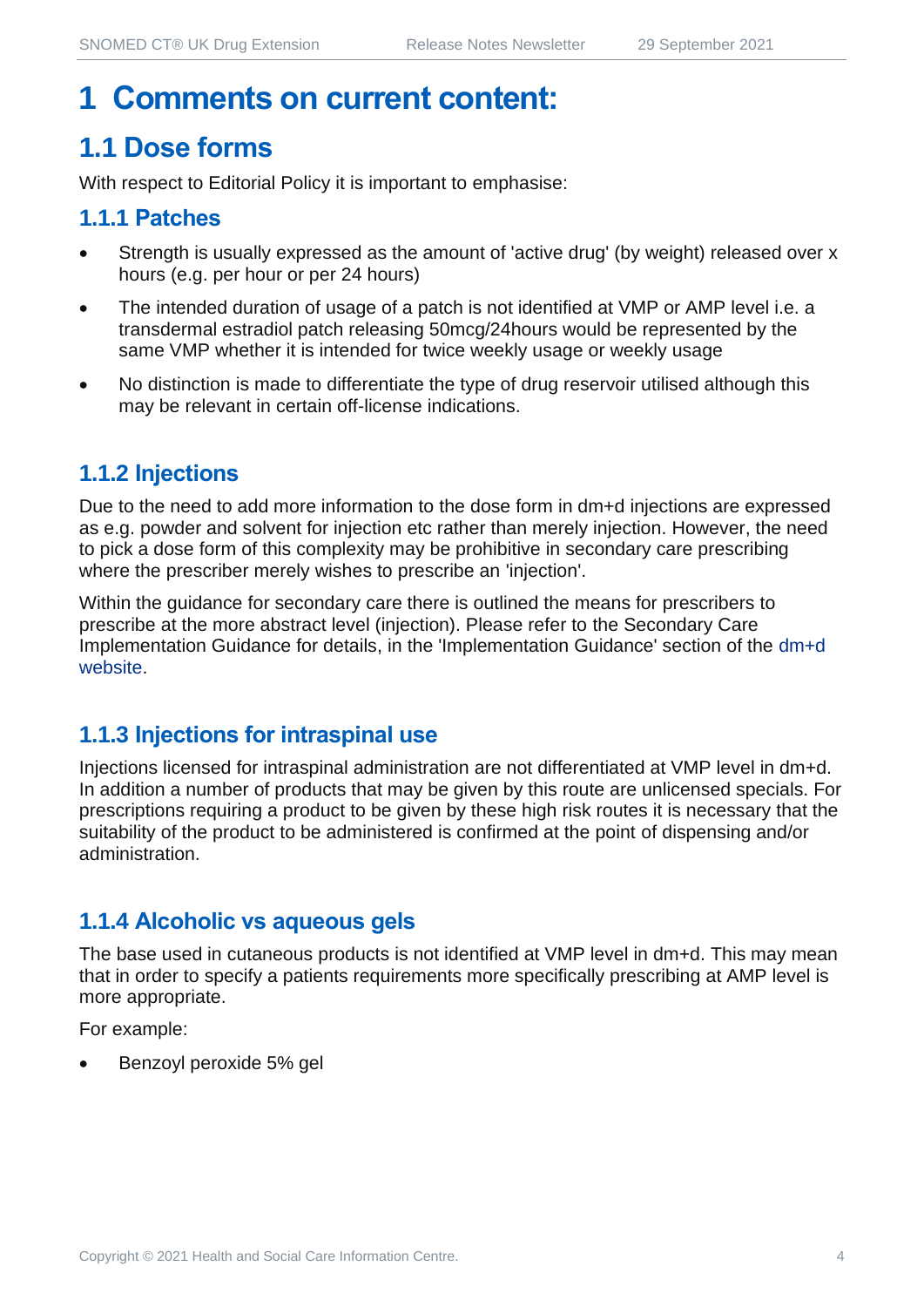# 1 Comments on current content:

## 1.1 Dose forms

With respect to Editorial Policy it is important to emphasise:

### 1.1.1 Patches

- Strength is usually expressed as the amount of 'active drug' (by weight) released over x hours (e.g. per hour or per 24 hours)
- The intended duration of usage of a patch is not identified at VMP or AMP level i.e. a transdermal estradiol patch releasing 50mcg/24hours would be represented by the same VMP whether it is intended for twice weekly usage or weekly usage
- No distinction is made to differentiate the type of drug reservoir utilised although this may be relevant in certain off-license indications.

### 1.1.2 Injections

Due to the need to add more information to the dose form in dm+d injections are expressed as e.g. powder and solvent for injection etc rather than merely injection. However, the need to pick a dose form of this complexity may be prohibitive in secondary care prescribing where the prescriber merely wishes to prescribe an 'injection'.

Within the guidance for secondary care there is outlined the means for prescribers to prescribe at the more abstract level (injection). Please refer to the Secondary Care Implementation Guidance for details, in the 'Implementation Guidance' section of the dm+d website.

### 1.1.3 Injections for intraspinal use

Injections licensed for intraspinal administration are not differentiated at VMP level in dm+d. In addition a number of products that may be given by this route are unlicensed specials. For prescriptions requiring a product to be given by these high risk routes it is necessary that the suitability of the product to be administered is confirmed at the point of dispensing and/or administration.

### 1.1.4 Alcoholic vs aqueous gels

The base used in cutaneous products is not identified at VMP level in dm+d. This may mean that in order to specify a patients requirements more specifically prescribing at AMP level is more appropriate.

For example:

- Benzoyl peroxide 5% gel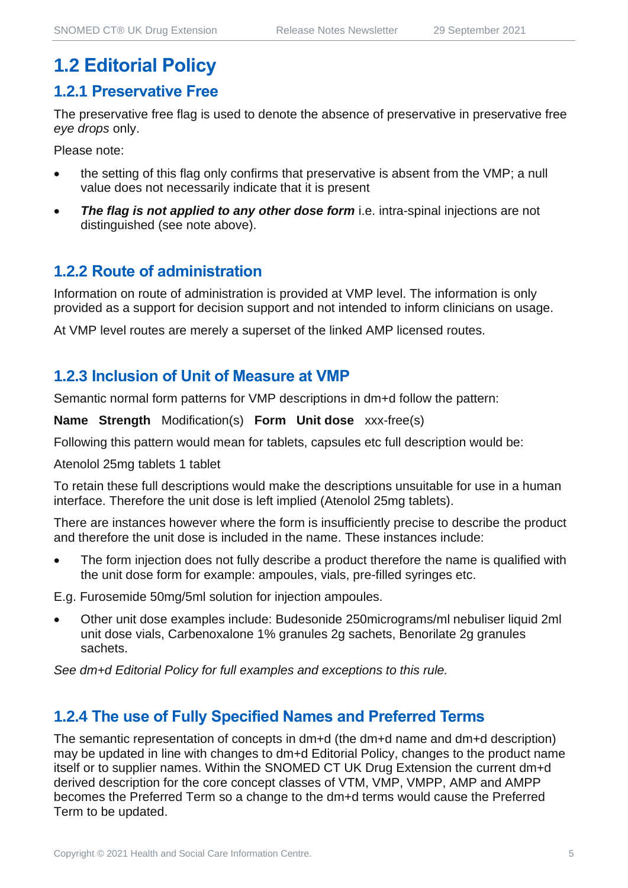## 1.2 Editorial Policy

### 1.2.1 Preservative Free

The preservative free flag is used to denote the absence of preservative in preservative free *eye drops* only.

Please note:

- the setting of this flag only confirms that preservative is absent from the VMP; a null value does not necessarily indicate that it is present
- ***The flag is not applied to any other dose form*** i.e. intra-spinal injections are not distinguished (see note above).

### 1.2.2 Route of administration

Information on route of administration is provided at VMP level. The information is only provided as a support for decision support and not intended to inform clinicians on usage.

At VMP level routes are merely a superset of the linked AMP licensed routes.

### 1.2.3 Inclusion of Unit of Measure at VMP

Semantic normal form patterns for VMP descriptions in dm+d follow the pattern:

**Name Strength** Modification(s) **Form Unit dose** xxx-free(s)

Following this pattern would mean for tablets, capsules etc full description would be:

Atenolol 25mg tablets 1 tablet

To retain these full descriptions would make the descriptions unsuitable for use in a human interface. Therefore the unit dose is left implied (Atenolol 25mg tablets).

There are instances however where the form is insufficiently precise to describe the product and therefore the unit dose is included in the name. These instances include:

- The form injection does not fully describe a product therefore the name is qualified with the unit dose form for example: ampoules, vials, pre-filled syringes etc.

E.g. Furosemide 50mg/5ml solution for injection ampoules.

- Other unit dose examples include: Budesonide 250micrograms/ml nebuliser liquid 2ml unit dose vials, Carbenoxalone 1% granules 2g sachets, Benorilate 2g granules sachets.

*See dm+d Editorial Policy for full examples and exceptions to this rule.*

### 1.2.4 The use of Fully Specified Names and Preferred Terms

The semantic representation of concepts in dm+d (the dm+d name and dm+d description) may be updated in line with changes to dm+d Editorial Policy, changes to the product name itself or to supplier names. Within the SNOMED CT UK Drug Extension the current dm+d derived description for the core concept classes of VTM, VMP, VMPP, AMP and AMPP becomes the Preferred Term so a change to the dm+d terms would cause the Preferred Term to be updated.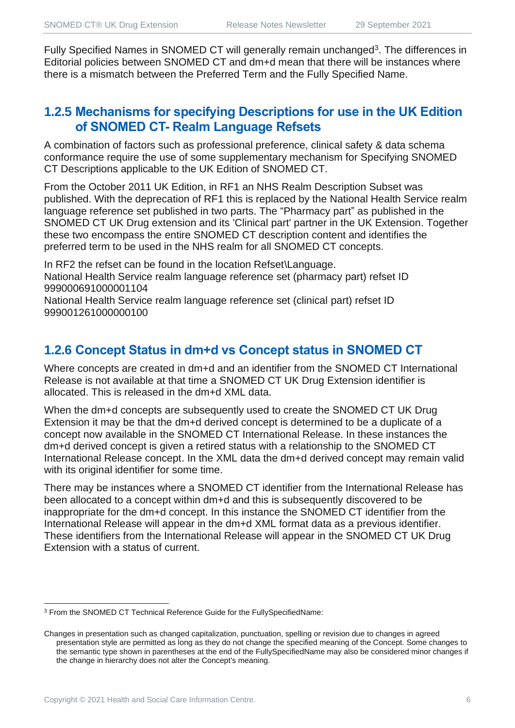Fully Specified Names in SNOMED CT will generally remain unchanged[3]. The differences in Editorial policies between SNOMED CT and dm+d mean that there will be instances where there is a mismatch between the Preferred Term and the Fully Specified Name.

### 1.2.5 Mechanisms for specifying Descriptions for use in the UK Edition of SNOMED CT- Realm Language Refsets

A combination of factors such as professional preference, clinical safety & data schema conformance require the use of some supplementary mechanism for Specifying SNOMED CT Descriptions applicable to the UK Edition of SNOMED CT.

From the October 2011 UK Edition, in RF1 an NHS Realm Description Subset was published. With the deprecation of RF1 this is replaced by the National Health Service realm language reference set published in two parts. The "Pharmacy part" as published in the SNOMED CT UK Drug extension and its 'Clinical part' partner in the UK Extension. Together these two encompass the entire SNOMED CT description content and identifies the preferred term to be used in the NHS realm for all SNOMED CT concepts.

In RF2 the refset can be found in the location Refset\Language.
National Health Service realm language reference set (pharmacy part) refset ID 999000691000001104
National Health Service realm language reference set (clinical part) refset ID 999001261000000100

### 1.2.6 Concept Status in dm+d vs Concept status in SNOMED CT

Where concepts are created in dm+d and an identifier from the SNOMED CT International Release is not available at that time a SNOMED CT UK Drug Extension identifier is allocated. This is released in the dm+d XML data.

When the dm+d concepts are subsequently used to create the SNOMED CT UK Drug Extension it may be that the dm+d derived concept is determined to be a duplicate of a concept now available in the SNOMED CT International Release. In these instances the dm+d derived concept is given a retired status with a relationship to the SNOMED CT International Release concept. In the XML data the dm+d derived concept may remain valid with its original identifier for some time.

There may be instances where a SNOMED CT identifier from the International Release has been allocated to a concept within dm+d and this is subsequently discovered to be inappropriate for the dm+d concept. In this instance the SNOMED CT identifier from the International Release will appear in the dm+d XML format data as a previous identifier. These identifiers from the International Release will appear in the SNOMED CT UK Drug Extension with a status of current.

---

[3] From the SNOMED CT Technical Reference Guide for the FullySpecifiedName:

Changes in presentation such as changed capitalization, punctuation, spelling or revision due to changes in agreed presentation style are permitted as long as they do not change the specified meaning of the Concept. Some changes to the semantic type shown in parentheses at the end of the FullySpecifiedName may also be considered minor changes if the change in hierarchy does not alter the Concept's meaning.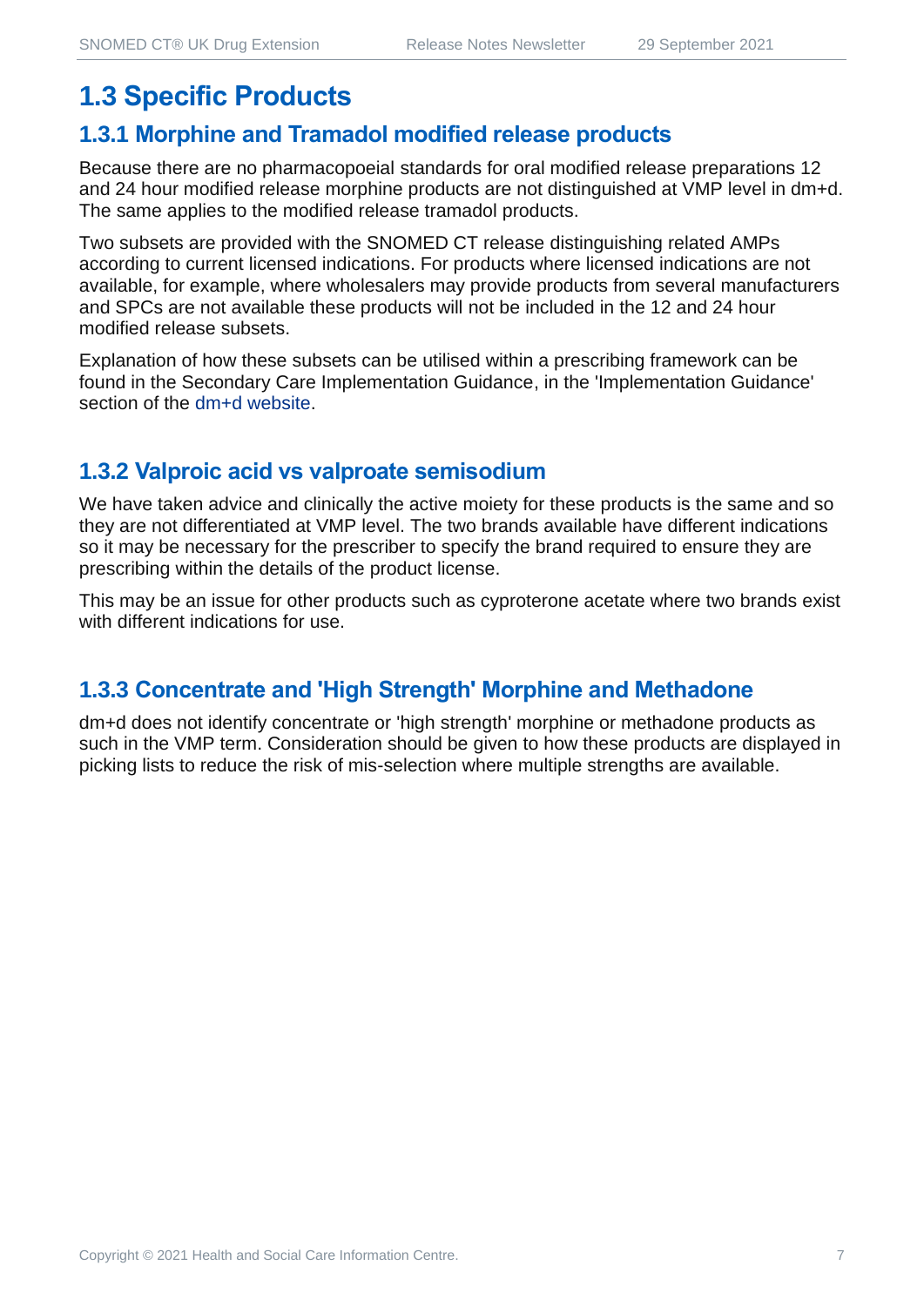## 1.3 Specific Products

### 1.3.1 Morphine and Tramadol modified release products

Because there are no pharmacopoeial standards for oral modified release preparations 12 and 24 hour modified release morphine products are not distinguished at VMP level in dm+d. The same applies to the modified release tramadol products.

Two subsets are provided with the SNOMED CT release distinguishing related AMPs according to current licensed indications. For products where licensed indications are not available, for example, where wholesalers may provide products from several manufacturers and SPCs are not available these products will not be included in the 12 and 24 hour modified release subsets.

Explanation of how these subsets can be utilised within a prescribing framework can be found in the Secondary Care Implementation Guidance, in the 'Implementation Guidance' section of the dm+d website.

### 1.3.2 Valproic acid vs valproate semisodium

We have taken advice and clinically the active moiety for these products is the same and so they are not differentiated at VMP level. The two brands available have different indications so it may be necessary for the prescriber to specify the brand required to ensure they are prescribing within the details of the product license.

This may be an issue for other products such as cyproterone acetate where two brands exist with different indications for use.

### 1.3.3 Concentrate and 'High Strength' Morphine and Methadone

dm+d does not identify concentrate or 'high strength' morphine or methadone products as such in the VMP term. Consideration should be given to how these products are displayed in picking lists to reduce the risk of mis-selection where multiple strengths are available.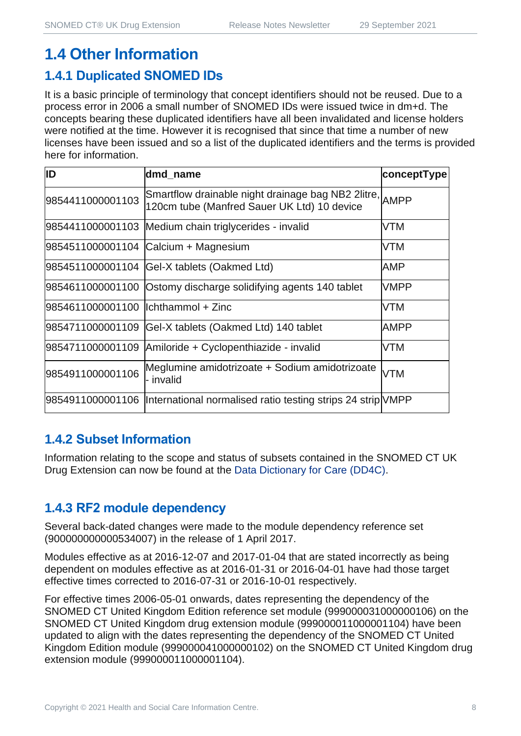# 1.4 Other Information

## 1.4.1 Duplicated SNOMED IDs

It is a basic principle of terminology that concept identifiers should not be reused. Due to a process error in 2006 a small number of SNOMED IDs were issued twice in dm+d. The concepts bearing these duplicated identifiers have all been invalidated and license holders were notified at the time. However it is recognised that since that time a number of new licenses have been issued and so a list of the duplicated identifiers and the terms is provided here for information.

| ID | dmd_name | conceptType |
|---|---|---|
| 9854411000001103 | Smartflow drainable night drainage bag NB2 2litre, 120cm tube (Manfred Sauer UK Ltd) 10 device | AMPP |
| 9854411000001103 | Medium chain triglycerides - invalid | VTM |
| 9854511000001104 | Calcium + Magnesium | VTM |
| 9854511000001104 | Gel-X tablets (Oakmed Ltd) | AMP |
| 9854611000001100 | Ostomy discharge solidifying agents 140 tablet | VMPP |
| 9854611000001100 | Ichthammol + Zinc | VTM |
| 9854711000001109 | Gel-X tablets (Oakmed Ltd) 140 tablet | AMPP |
| 9854711000001109 | Amiloride + Cyclopenthiazide - invalid | VTM |
| 9854911000001106 | Meglumine amidotrizoate + Sodium amidotrizoate - invalid | VTM |
| 9854911000001106 | International normalised ratio testing strips 24 strip | VMPP |

## 1.4.2 Subset Information

Information relating to the scope and status of subsets contained in the SNOMED CT UK Drug Extension can now be found at the Data Dictionary for Care (DD4C).

## 1.4.3 RF2 module dependency

Several back-dated changes were made to the module dependency reference set (900000000000534007) in the release of 1 April 2017.

Modules effective as at 2016-12-07 and 2017-01-04 that are stated incorrectly as being dependent on modules effective as at 2016-01-31 or 2016-04-01 have had those target effective times corrected to 2016-07-31 or 2016-10-01 respectively.

For effective times 2006-05-01 onwards, dates representing the dependency of the SNOMED CT United Kingdom Edition reference set module (999000031000000106) on the SNOMED CT United Kingdom drug extension module (999000011000001104) have been updated to align with the dates representing the dependency of the SNOMED CT United Kingdom Edition module (999000041000000102) on the SNOMED CT United Kingdom drug extension module (999000011000001104).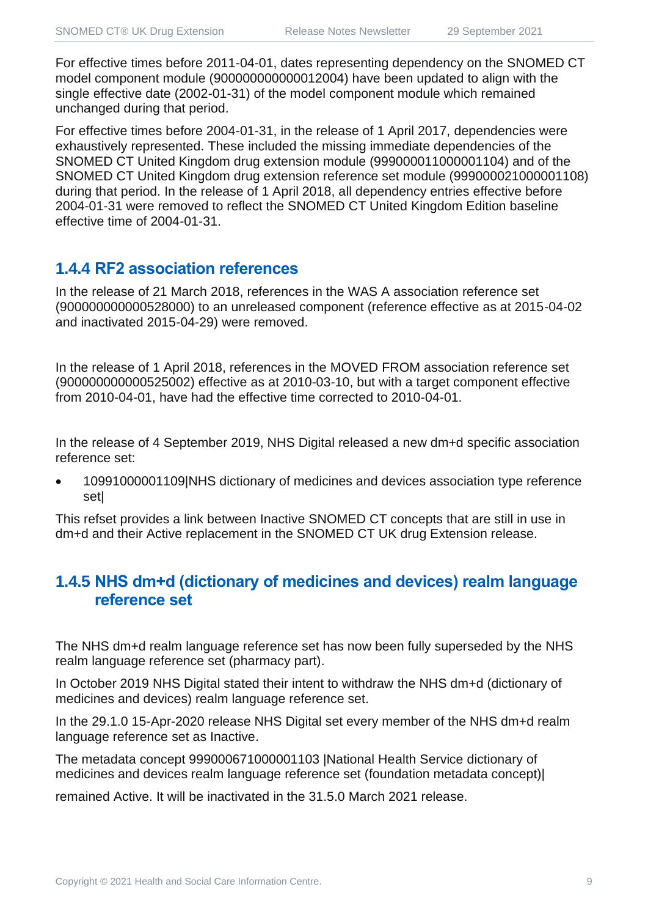For effective times before 2011-04-01, dates representing dependency on the SNOMED CT model component module (900000000000012004) have been updated to align with the single effective date (2002-01-31) of the model component module which remained unchanged during that period.

For effective times before 2004-01-31, in the release of 1 April 2017, dependencies were exhaustively represented. These included the missing immediate dependencies of the SNOMED CT United Kingdom drug extension module (999000011000001104) and of the SNOMED CT United Kingdom drug extension reference set module (999000021000001108) during that period. In the release of 1 April 2018, all dependency entries effective before 2004-01-31 were removed to reflect the SNOMED CT United Kingdom Edition baseline effective time of 2004-01-31.

### 1.4.4 RF2 association references

In the release of 21 March 2018, references in the WAS A association reference set (900000000000528000) to an unreleased component (reference effective as at 2015-04-02 and inactivated 2015-04-29) were removed.

In the release of 1 April 2018, references in the MOVED FROM association reference set (900000000000525002) effective as at 2010-03-10, but with a target component effective from 2010-04-01, have had the effective time corrected to 2010-04-01.

In the release of 4 September 2019, NHS Digital released a new dm+d specific association reference set:

- 10991000001109|NHS dictionary of medicines and devices association type reference set|

This refset provides a link between Inactive SNOMED CT concepts that are still in use in dm+d and their Active replacement in the SNOMED CT UK drug Extension release.

### 1.4.5 NHS dm+d (dictionary of medicines and devices) realm language reference set

The NHS dm+d realm language reference set has now been fully superseded by the NHS realm language reference set (pharmacy part).

In October 2019 NHS Digital stated their intent to withdraw the NHS dm+d (dictionary of medicines and devices) realm language reference set.

In the 29.1.0 15-Apr-2020 release NHS Digital set every member of the NHS dm+d realm language reference set as Inactive.

The metadata concept 999000671000001103 |National Health Service dictionary of medicines and devices realm language reference set (foundation metadata concept)|

remained Active. It will be inactivated in the 31.5.0 March 2021 release.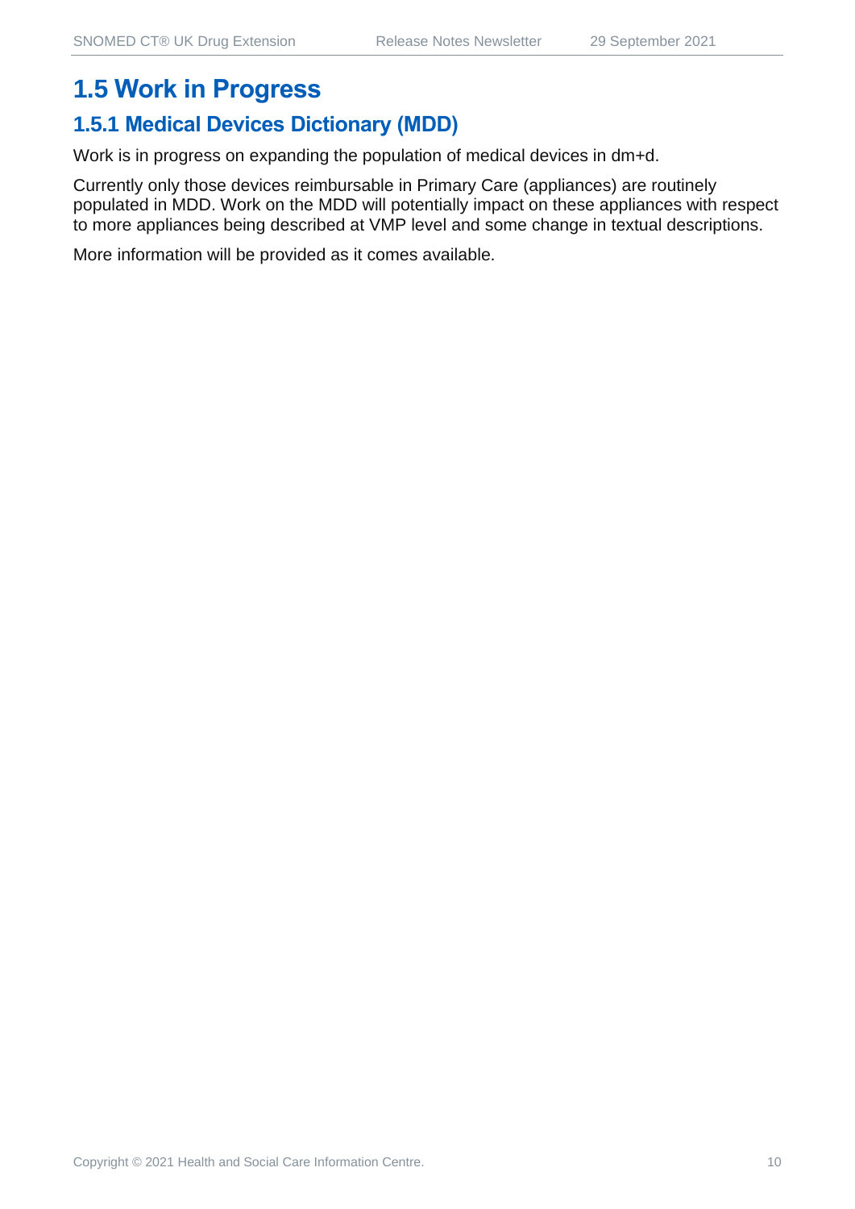# 1.5 Work in Progress

## 1.5.1 Medical Devices Dictionary (MDD)

Work is in progress on expanding the population of medical devices in dm+d.

Currently only those devices reimbursable in Primary Care (appliances) are routinely populated in MDD. Work on the MDD will potentially impact on these appliances with respect to more appliances being described at VMP level and some change in textual descriptions.

More information will be provided as it comes available.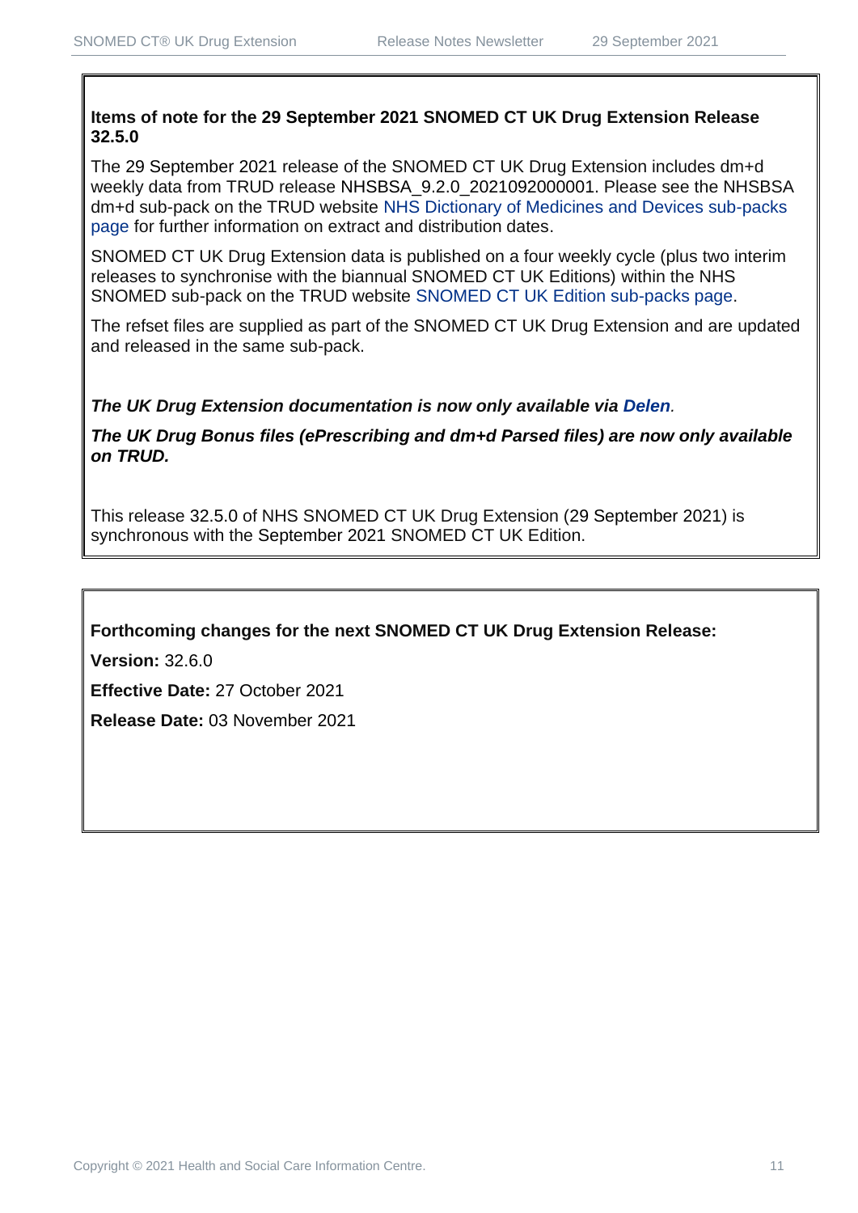**Items of note for the 29 September 2021 SNOMED CT UK Drug Extension Release 32.5.0**

The 29 September 2021 release of the SNOMED CT UK Drug Extension includes dm+d weekly data from TRUD release NHSBSA_9.2.0_20210920000001. Please see the NHSBSA dm+d sub-pack on the TRUD website NHS Dictionary of Medicines and Devices sub-packs page for further information on extract and distribution dates.

SNOMED CT UK Drug Extension data is published on a four weekly cycle (plus two interim releases to synchronise with the biannual SNOMED CT UK Editions) within the NHS SNOMED sub-pack on the TRUD website SNOMED CT UK Edition sub-packs page.

The refset files are supplied as part of the SNOMED CT UK Drug Extension and are updated and released in the same sub-pack.

***The UK Drug Extension documentation is now only available via Delen.***

***The UK Drug Bonus files (ePrescribing and dm+d Parsed files) are now only available on TRUD.***

This release 32.5.0 of NHS SNOMED CT UK Drug Extension (29 September 2021) is synchronous with the September 2021 SNOMED CT UK Edition.

**Forthcoming changes for the next SNOMED CT UK Drug Extension Release:**

**Version:** 32.6.0

**Effective Date:** 27 October 2021

**Release Date:** 03 November 2021